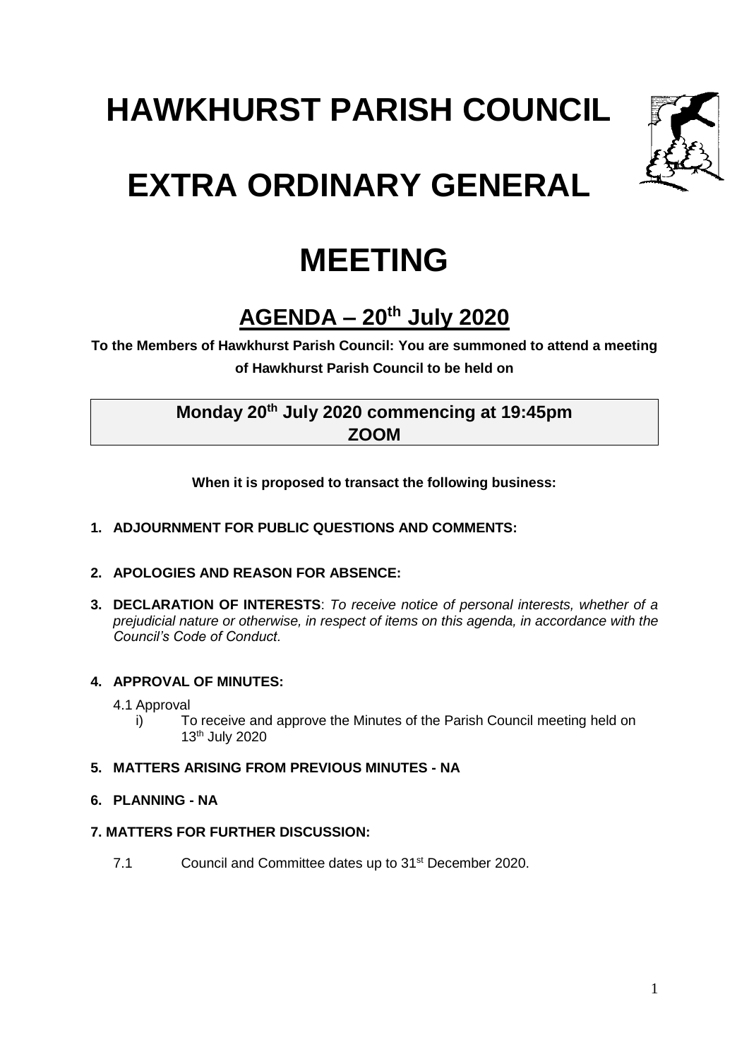# HAWKHURST PARISH COUNCIL

# EXTRA ORDINARY GENERAL MEETING

## AGENDA – 20th July 2020

**To the Members of Hawkhurst Parish Council: You are summoned to attend a meeting of Hawkhurst Parish Council to be held on**

**Monday 20th July 2020 commencing at 19:45pm**
**ZOOM**

**When it is proposed to transact the following business:**

1. **ADJOURNMENT FOR PUBLIC QUESTIONS AND COMMENTS:**

2. **APOLOGIES AND REASON FOR ABSENCE:**

3. **DECLARATION OF INTERESTS**: *To receive notice of personal interests, whether of a prejudicial nature or otherwise, in respect of items on this agenda, in accordance with the Council's Code of Conduct.*

4. **APPROVAL OF MINUTES:**

   4.1 Approval

   i) To receive and approve the Minutes of the Parish Council meeting held on 13th July 2020

5. **MATTERS ARISING FROM PREVIOUS MINUTES - NA**

6. **PLANNING - NA**

7. **MATTERS FOR FURTHER DISCUSSION:**

   7.1 Council and Committee dates up to 31st December 2020.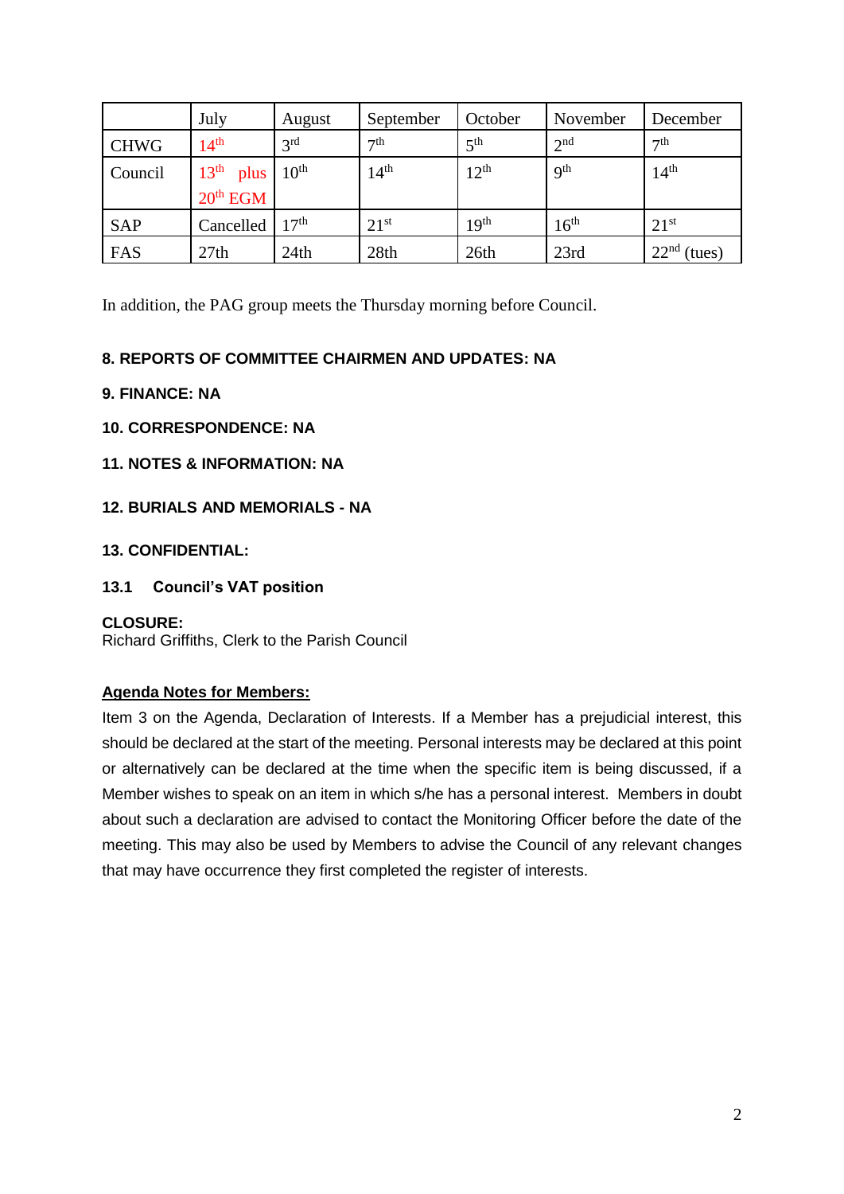| | July | August | September | October | November | December |
|---|---|---|---|---|---|---|
| CHWG | 14th | 3rd | 7th | 5th | 2nd | 7th |
| Council | 13th plus 20th EGM | 10th | 14th | 12th | 9th | 14th |
| SAP | Cancelled | 17th | 21st | 19th | 16th | 21st |
| FAS | 27th | 24th | 28th | 26th | 23rd | 22nd (tues) |

In addition, the PAG group meets the Thursday morning before Council.

**8. REPORTS OF COMMITTEE CHAIRMEN AND UPDATES: NA**

**9. FINANCE: NA**

**10. CORRESPONDENCE: NA**

**11. NOTES & INFORMATION: NA**

**12. BURIALS AND MEMORIALS - NA**

**13. CONFIDENTIAL:**

**13.1 Council's VAT position**

**CLOSURE:**
Richard Griffiths, Clerk to the Parish Council

**Agenda Notes for Members:**

Item 3 on the Agenda, Declaration of Interests. If a Member has a prejudicial interest, this should be declared at the start of the meeting. Personal interests may be declared at this point or alternatively can be declared at the time when the specific item is being discussed, if a Member wishes to speak on an item in which s/he has a personal interest. Members in doubt about such a declaration are advised to contact the Monitoring Officer before the date of the meeting. This may also be used by Members to advise the Council of any relevant changes that may have occurrence they first completed the register of interests.